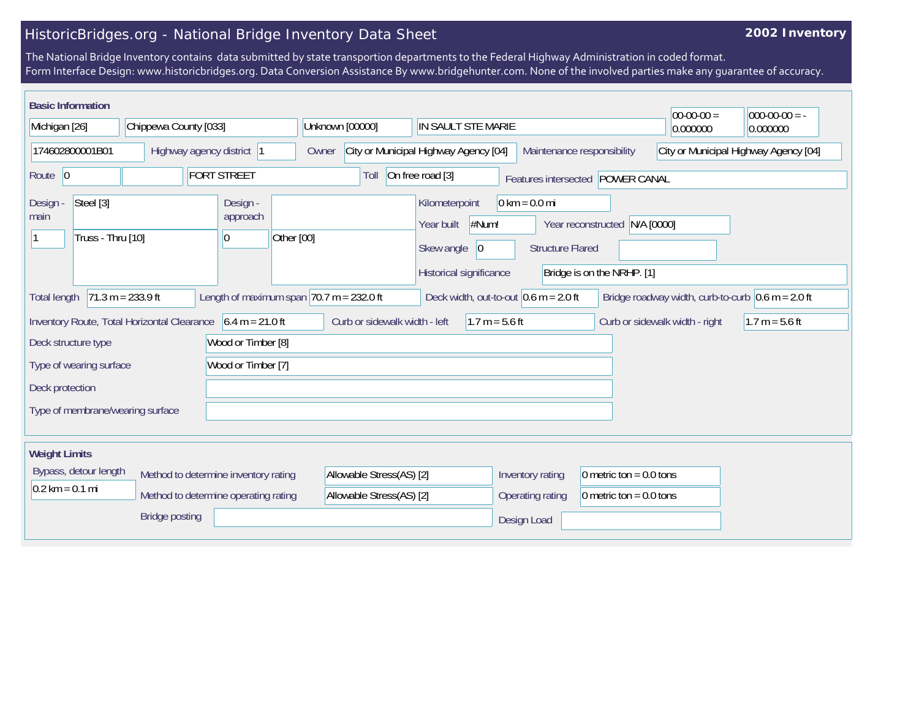# HistoricBridges.org - National Bridge Inventory Data Sheet

**2002 Inventory**

The National Bridge Inventory contains data submitted by state transportion departments to the Federal Highway Administration in coded format.
Form Interface Design: www.historicbridges.org. Data Conversion Assistance By www.bridgehunter.com. None of the involved parties make any guarantee of accuracy.

## Basic Information

| | |
|---|---|
| State | Michigan [26] |
| County | Chippewa County [033] |
| Place | Unknown [00000] |
| Location | IN SAULT STE MARIE |
| Latitude | 00-00-00 = 0.000000 |
| Longitude | 000-00-00 = -0.000000 |
| Structure number | 174602800001B01 |
| Highway agency district | 1 |
| Owner | City or Municipal Highway Agency [04] |
| Maintenance responsibility | City or Municipal Highway Agency [04] |
| Route | 0 |
| Facility carried | FORT STREET |
| Toll | On free road [3] |
| Features intersected | POWER CANAL |
| Design - main | Steel [3]; 1; Truss - Thru [10] |
| Design - approach | 0; Other [00] |
| Kilometerpoint | 0 km = 0.0 mi |
| Year built | #Num! |
| Year reconstructed | N/A [0000] |
| Skew angle | 0 |
| Structure Flared | |
| Historical significance | Bridge is on the NRHP. [1] |
| Total length | 71.3 m = 233.9 ft |
| Length of maximum span | 70.7 m = 232.0 ft |
| Deck width, out-to-out | 0.6 m = 2.0 ft |
| Bridge roadway width, curb-to-curb | 0.6 m = 2.0 ft |
| Inventory Route, Total Horizontal Clearance | 6.4 m = 21.0 ft |
| Curb or sidewalk width - left | 1.7 m = 5.6 ft |
| Curb or sidewalk width - right | 1.7 m = 5.6 ft |
| Deck structure type | Wood or Timber [8] |
| Type of wearing surface | Wood or Timber [7] |
| Deck protection | |
| Type of membrane/wearing surface | |

## Weight Limits

| | |
|---|---|
| Bypass, detour length | 0.2 km = 0.1 mi |
| Method to determine inventory rating | Allowable Stress(AS) [2] |
| Method to determine operating rating | Allowable Stress(AS) [2] |
| Inventory rating | 0 metric ton = 0.0 tons |
| Operating rating | 0 metric ton = 0.0 tons |
| Bridge posting | |
| Design Load | |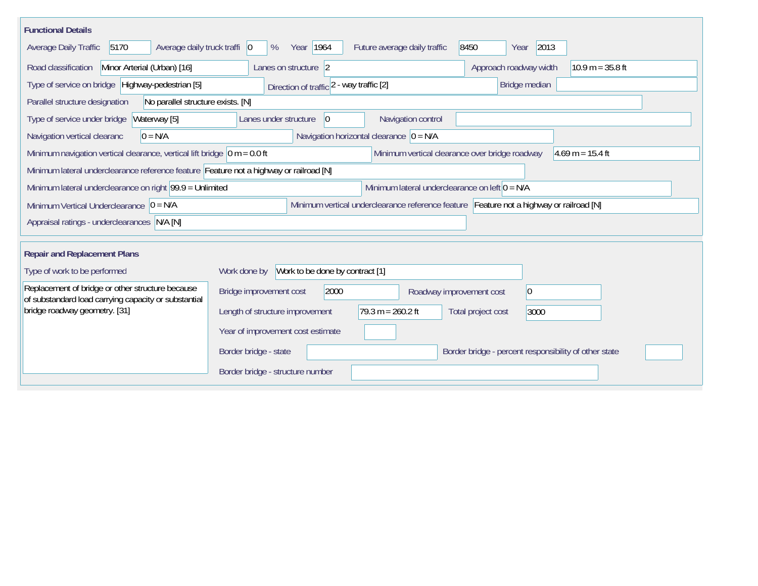## Functional Details

| Field | Value |
| --- | --- |
| Average Daily Traffic | 5170 |
| Average daily truck traffi | 0 % |
| Year | 1964 |
| Future average daily traffic | 8450 |
| Year | 2013 |
| Road classification | Minor Arterial (Urban) [16] |
| Lanes on structure | 2 |
| Approach roadway width | 10.9 m = 35.8 ft |
| Type of service on bridge | Highway-pedestrian [5] |
| Direction of traffic | 2 - way traffic [2] |
| Bridge median | |
| Parallel structure designation | No parallel structure exists. [N] |
| Type of service under bridge | Waterway [5] |
| Lanes under structure | 0 |
| Navigation control | |
| Navigation vertical clearanc | 0 = N/A |
| Navigation horizontal clearance | 0 = N/A |
| Minimum navigation vertical clearance, vertical lift bridge | 0 m = 0.0 ft |
| Minimum vertical clearance over bridge roadway | 4.69 m = 15.4 ft |
| Minimum lateral underclearance reference feature | Feature not a highway or railroad [N] |
| Minimum lateral underclearance on right | 99.9 = Unlimited |
| Minimum lateral underclearance on left | 0 = N/A |
| Minimum Vertical Underclearance | 0 = N/A |
| Minimum vertical underclearance reference feature | Feature not a highway or railroad [N] |
| Appraisal ratings - underclearances | N/A [N] |

## Repair and Replacement Plans

| Field | Value |
| --- | --- |
| Type of work to be performed | Replacement of bridge or other structure because of substandard load carrying capacity or substantial bridge roadway geometry. [31] |
| Work done by | Work to be done by contract [1] |
| Bridge improvement cost | 2000 |
| Roadway improvement cost | 0 |
| Length of structure improvement | 79.3 m = 260.2 ft |
| Total project cost | 3000 |
| Year of improvement cost estimate | |
| Border bridge - state | |
| Border bridge - percent responsibility of other state | |
| Border bridge - structure number | |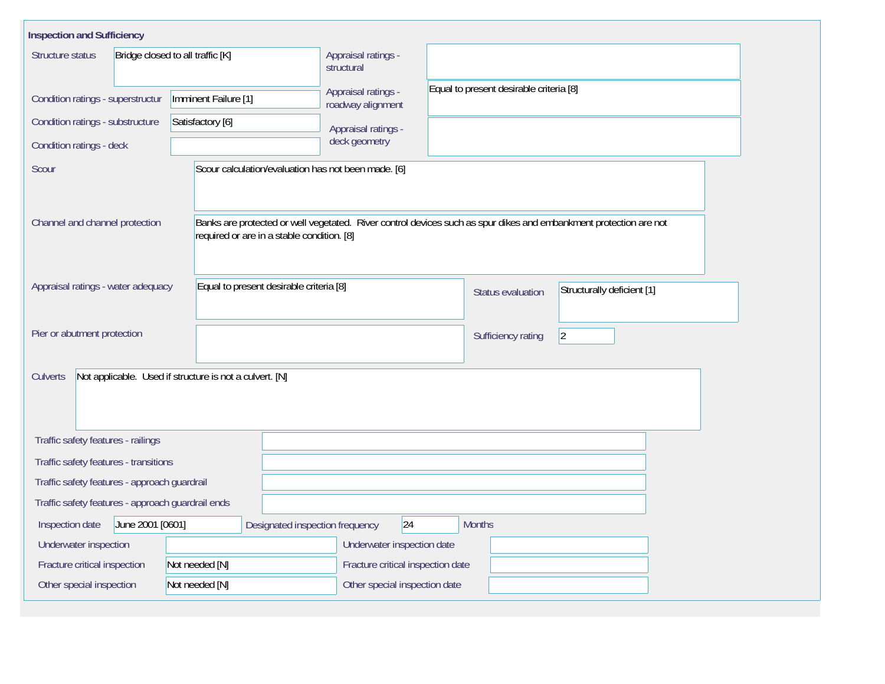## Inspection and Sufficiency

| | |
|---|---|
| Structure status | Bridge closed to all traffic [K] |
| Appraisal ratings - structural | |
| Condition ratings - superstructur | Imminent Failure [1] |
| Appraisal ratings - roadway alignment | Equal to present desirable criteria [8] |
| Condition ratings - substructure | Satisfactory [6] |
| Appraisal ratings - deck geometry | |
| Condition ratings - deck | |
| Scour | Scour calculation/evaluation has not been made. [6] |
| Channel and channel protection | Banks are protected or well vegetated. River control devices such as spur dikes and embankment protection are not required or are in a stable condition. [8] |
| Appraisal ratings - water adequacy | Equal to present desirable criteria [8] |
| Status evaluation | Structurally deficient [1] |
| Pier or abutment protection | |
| Sufficiency rating | 2 |
| Culverts | Not applicable. Used if structure is not a culvert. [N] |
| Traffic safety features - railings | |
| Traffic safety features - transitions | |
| Traffic safety features - approach guardrail | |
| Traffic safety features - approach guardrail ends | |
| Inspection date | June 2001 [0601] |
| Designated inspection frequency | 24 Months |
| Underwater inspection | |
| Underwater inspection date | |
| Fracture critical inspection | Not needed [N] |
| Fracture critical inspection date | |
| Other special inspection | Not needed [N] |
| Other special inspection date | |